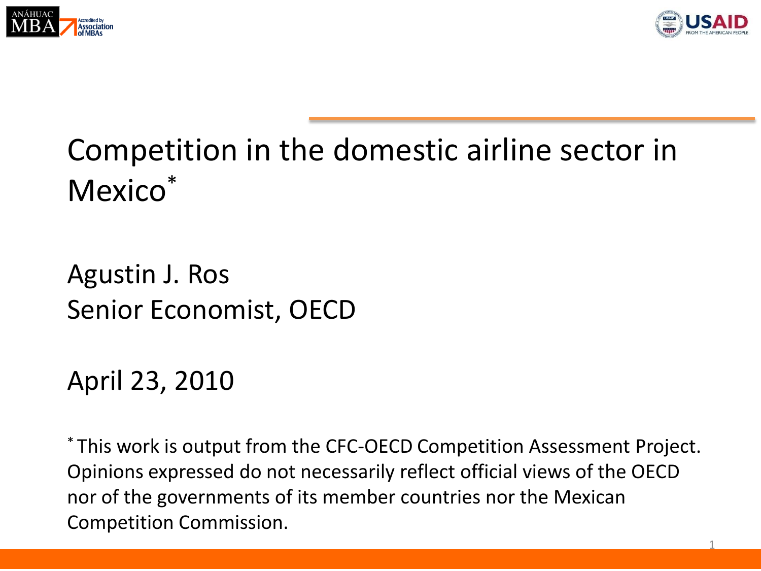# Competition in the domestic airline sector in Mexico*

Agustin J. Ros
Senior Economist, OECD

April 23, 2010

* This work is output from the CFC-OECD Competition Assessment Project. Opinions expressed do not necessarily reflect official views of the OECD nor of the governments of its member countries nor the Mexican Competition Commission.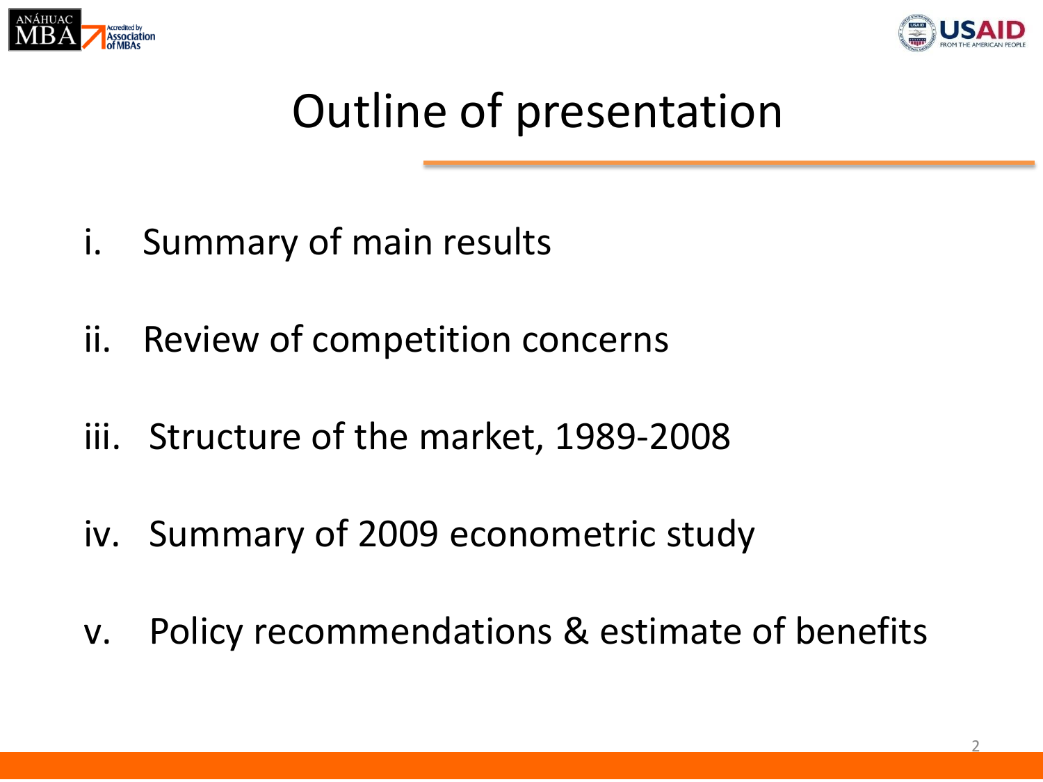# Outline of presentation

i. Summary of main results

ii. Review of competition concerns

iii. Structure of the market, 1989-2008

iv. Summary of 2009 econometric study

v. Policy recommendations & estimate of benefits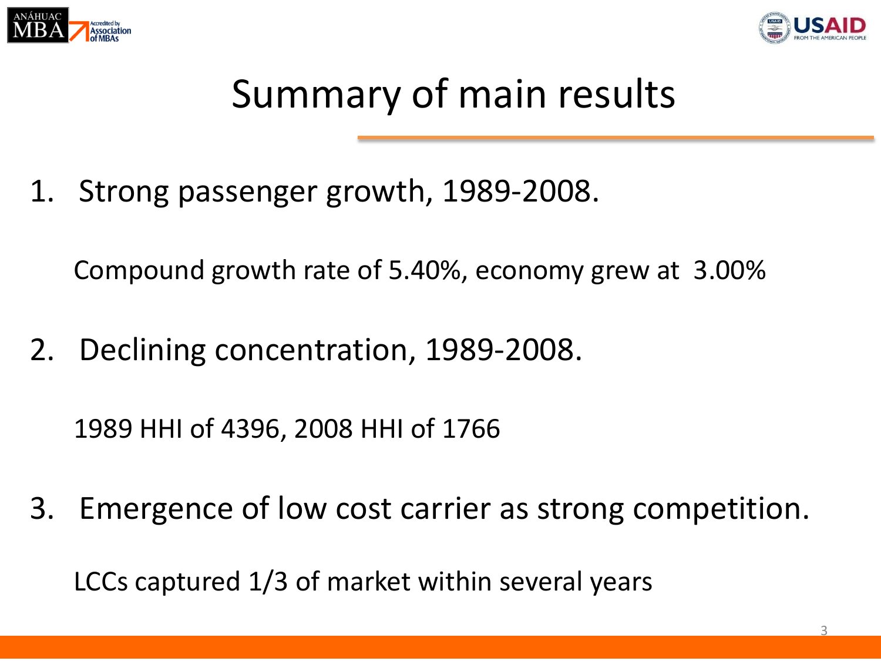# Summary of main results

1. Strong passenger growth, 1989-2008.

   Compound growth rate of 5.40%, economy grew at 3.00%

2. Declining concentration, 1989-2008.

   1989 HHI of 4396, 2008 HHI of 1766

3. Emergence of low cost carrier as strong competition.

   LCCs captured 1/3 of market within several years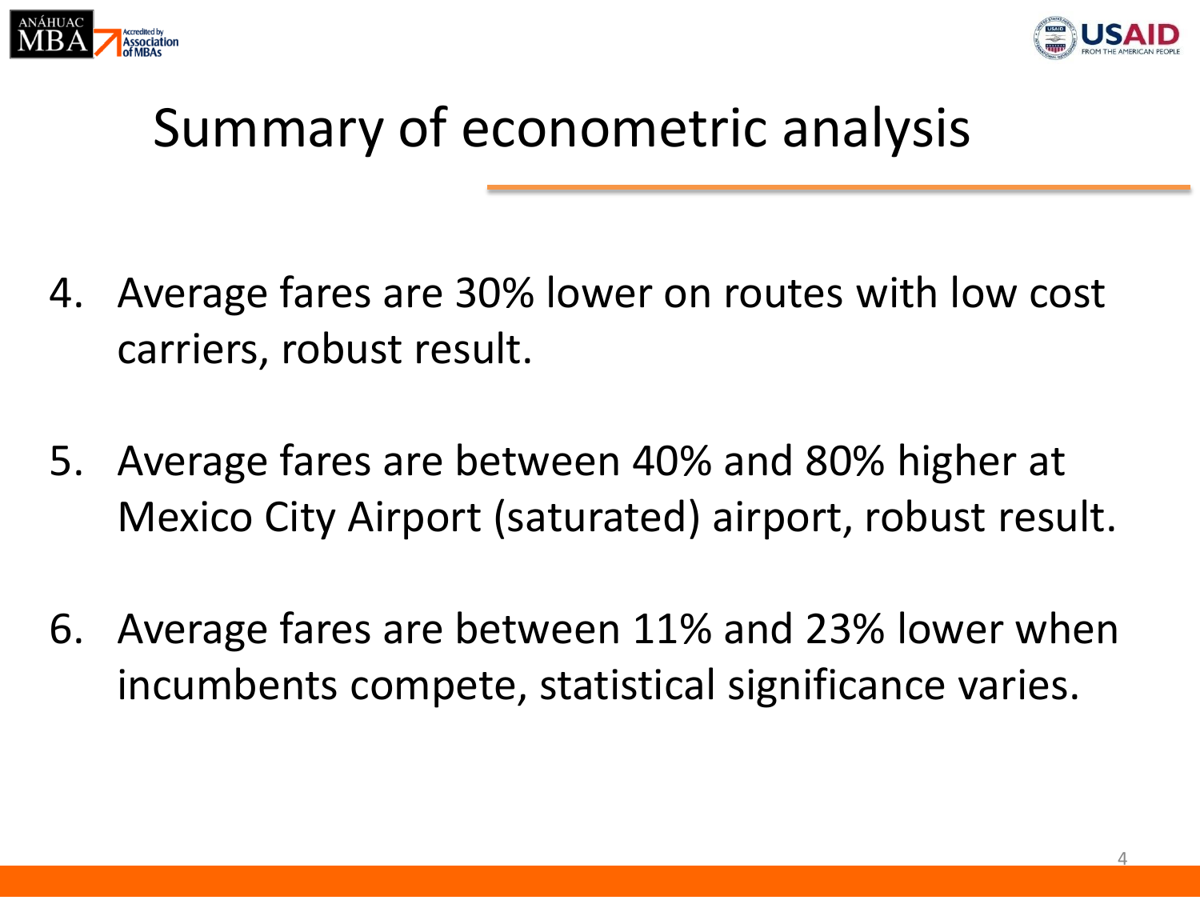# Summary of econometric analysis

4. Average fares are 30% lower on routes with low cost carriers, robust result.
5. Average fares are between 40% and 80% higher at Mexico City Airport (saturated) airport, robust result.
6. Average fares are between 11% and 23% lower when incumbents compete, statistical significance varies.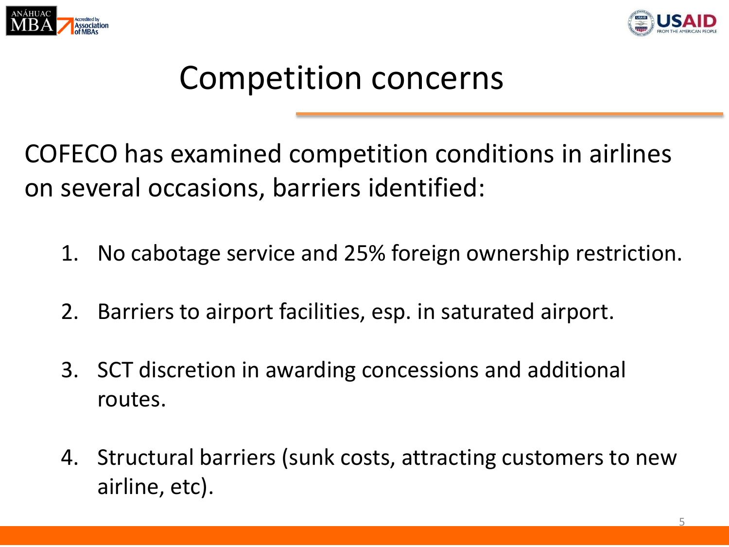# Competition concerns

COFECO has examined competition conditions in airlines on several occasions, barriers identified:

1. No cabotage service and 25% foreign ownership restriction.
2. Barriers to airport facilities, esp. in saturated airport.
3. SCT discretion in awarding concessions and additional routes.
4. Structural barriers (sunk costs, attracting customers to new airline, etc).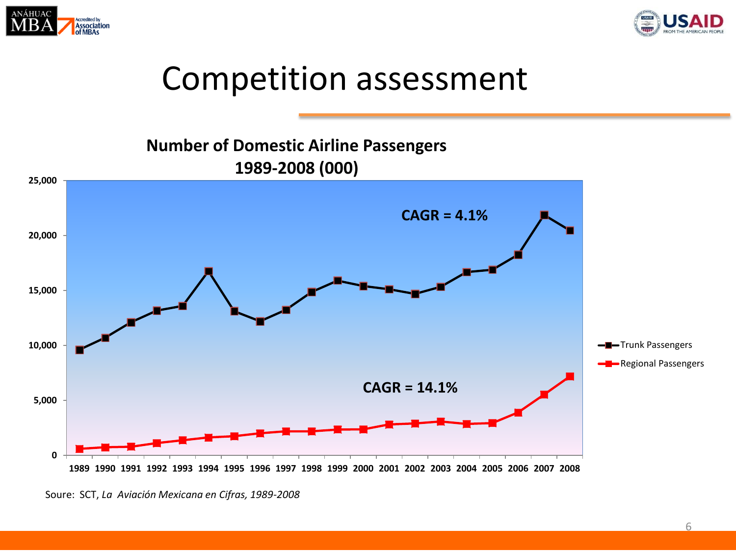# Competition assessment

**Number of Domestic Airline Passengers 1989-2008 (000)**

25,000
20,000
15,000
10,000
5,000
0

1989 1990 1991 1992 1993 1994 1995 1996 1997 1998 1999 2000 2001 2002 2003 2004 2005 2006 2007 2008

CAGR = 4.1%

CAGR = 14.1%

Trunk Passengers

Regional Passengers

Soure: SCT, *La Aviación Mexicana en Cifras, 1989-2008*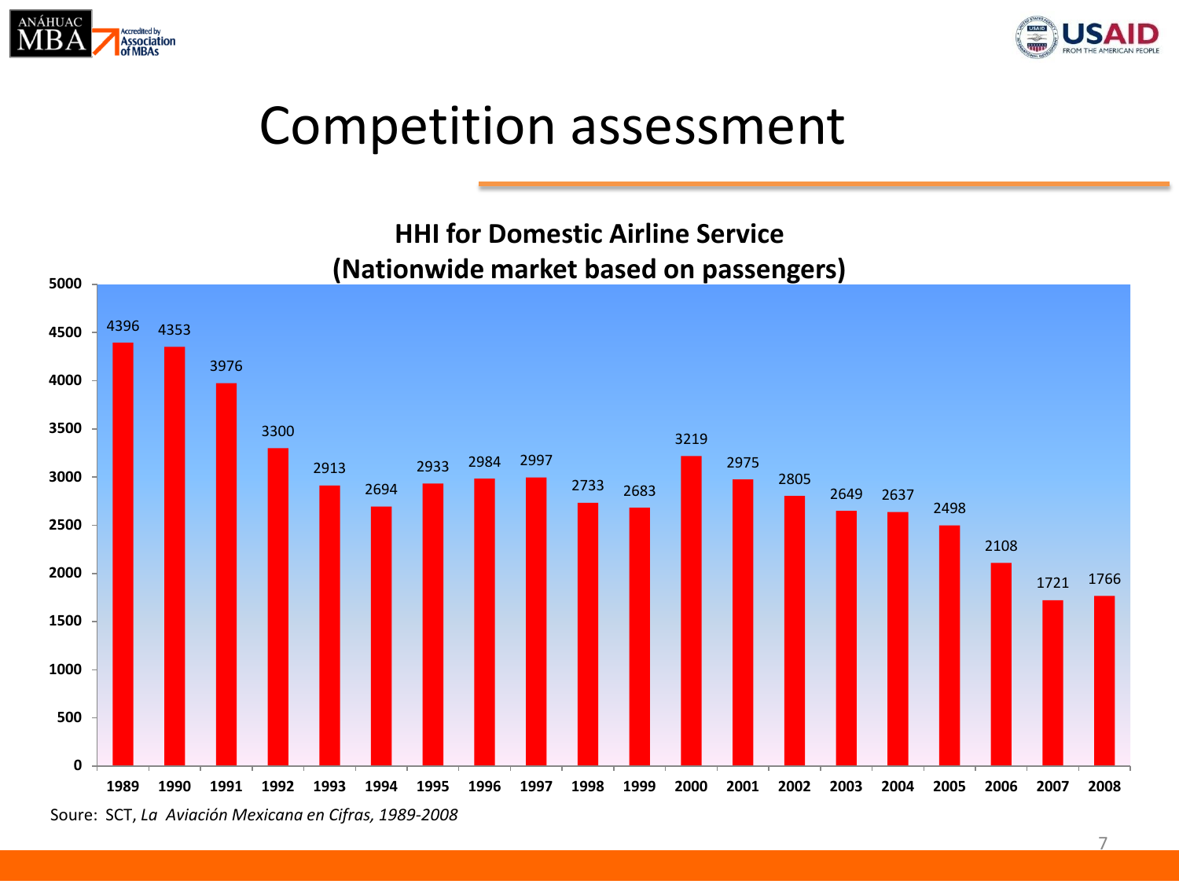# Competition assessment

**HHI for Domestic Airline Service**
**(Nationwide market based on passengers)**

5000
4500
4000
3500
3000
2500
2000
1500
1000
500
0

4396 4353 3976 3300 2913 2694 2933 2984 2997 2733 2683 3219 2975 2805 2649 2637 2498 2108 1721 1766

1989 1990 1991 1992 1993 1994 1995 1996 1997 1998 1999 2000 2001 2002 2003 2004 2005 2006 2007 2008

Soure: SCT, *La Aviación Mexicana en Cifras, 1989-2008*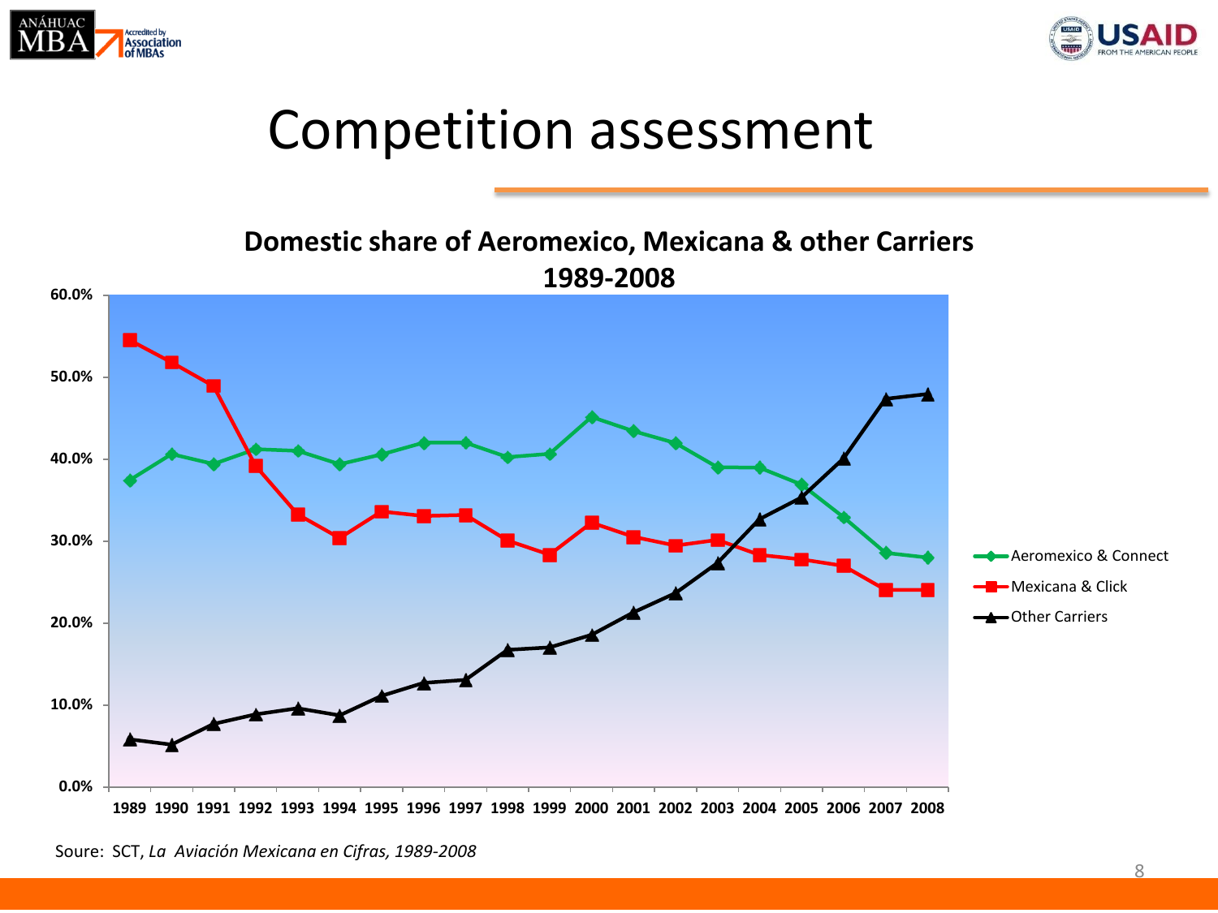# Competition assessment

**Domestic share of Aeromexico, Mexicana & other Carriers 1989-2008**

60.0%
50.0%
40.0%
30.0%
20.0%
10.0%
0.0%

1989 1990 1991 1992 1993 1994 1995 1996 1997 1998 1999 2000 2001 2002 2003 2004 2005 2006 2007 2008

Aeromexico & Connect
Mexicana & Click
Other Carriers

Soure: SCT, *La Aviación Mexicana en Cifras, 1989-2008*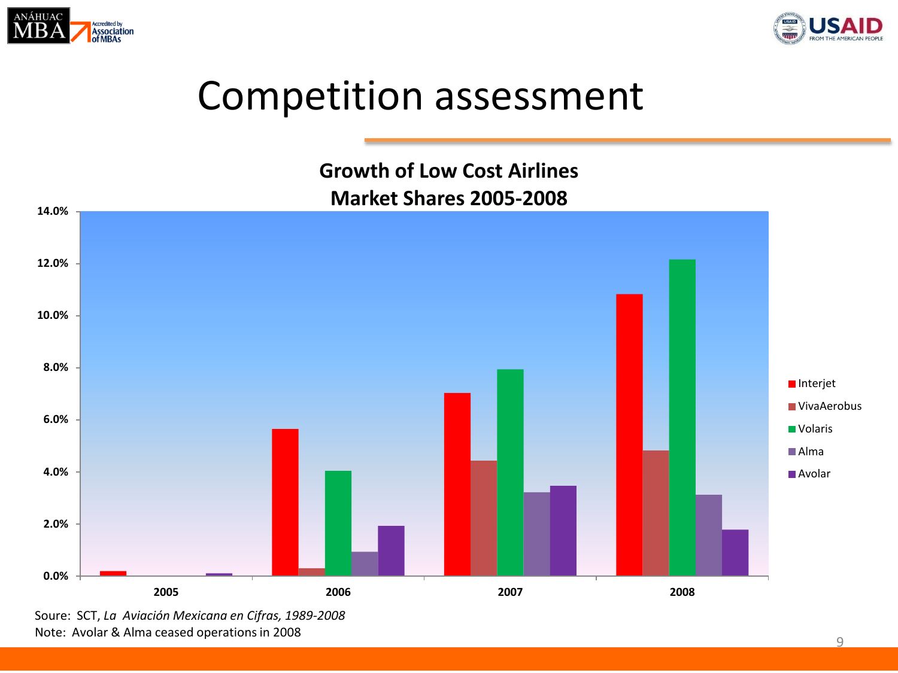# Competition assessment

**Growth of Low Cost Airlines**
**Market Shares 2005-2008**

14.0%
12.0%
10.0%
8.0%
6.0%
4.0%
2.0%
0.0%

2005
2006
2007
2008

Interjet
VivaAerobus
Volaris
Alma
Avolar

Soure: SCT, *La Aviación Mexicana en Cifras, 1989-2008*

Note: Avolar & Alma ceased operations in 2008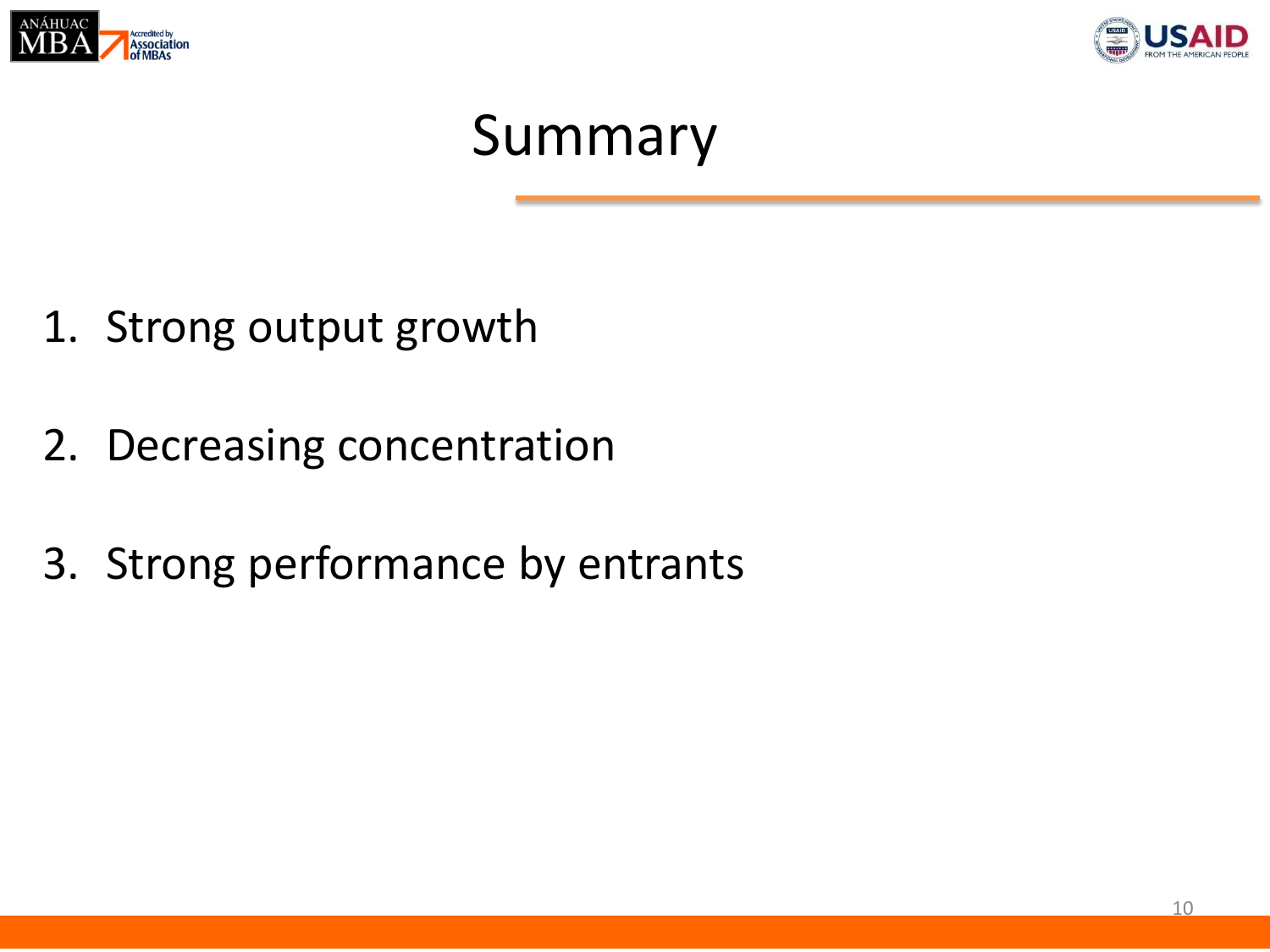# Summary

1. Strong output growth
2. Decreasing concentration
3. Strong performance by entrants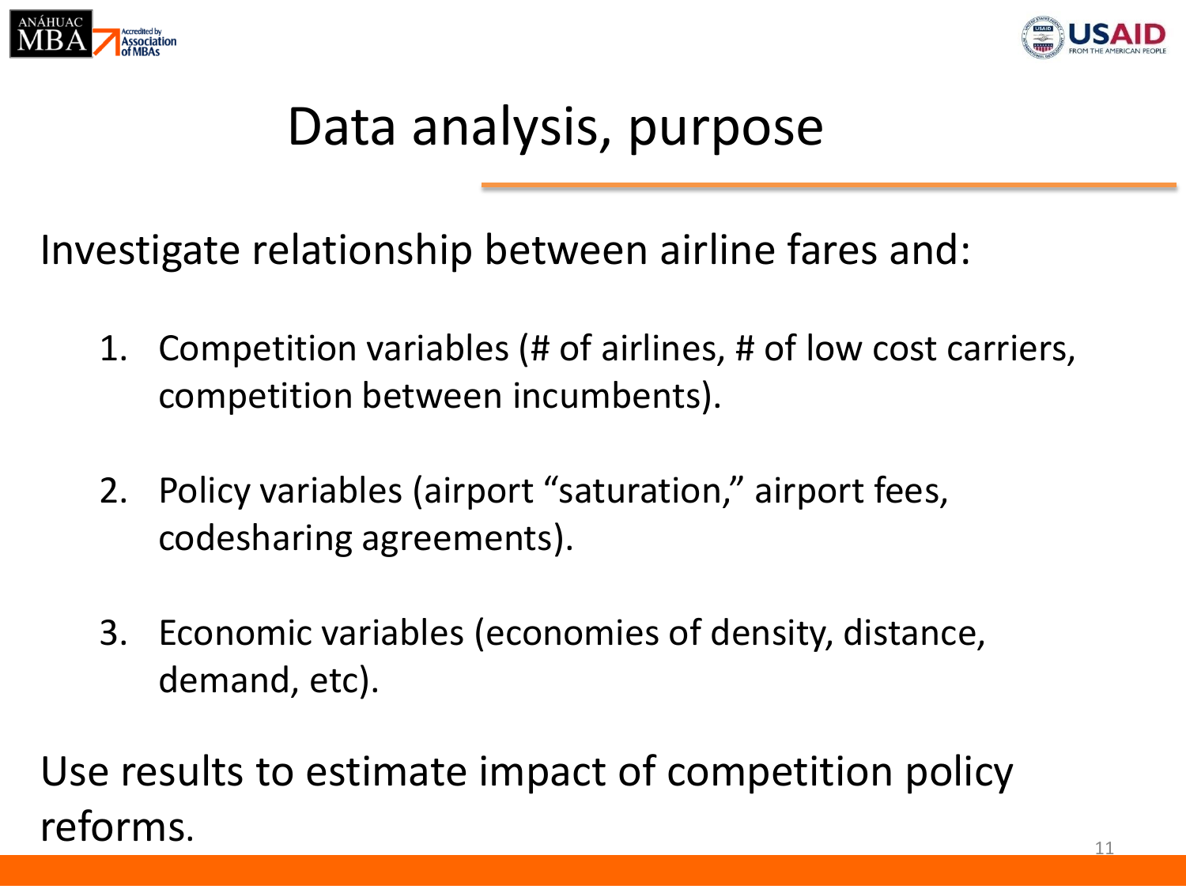# Data analysis, purpose

Investigate relationship between airline fares and:

1. Competition variables (# of airlines, # of low cost carriers, competition between incumbents).
2. Policy variables (airport “saturation,” airport fees, codesharing agreements).
3. Economic variables (economies of density, distance, demand, etc).

Use results to estimate impact of competition policy reforms.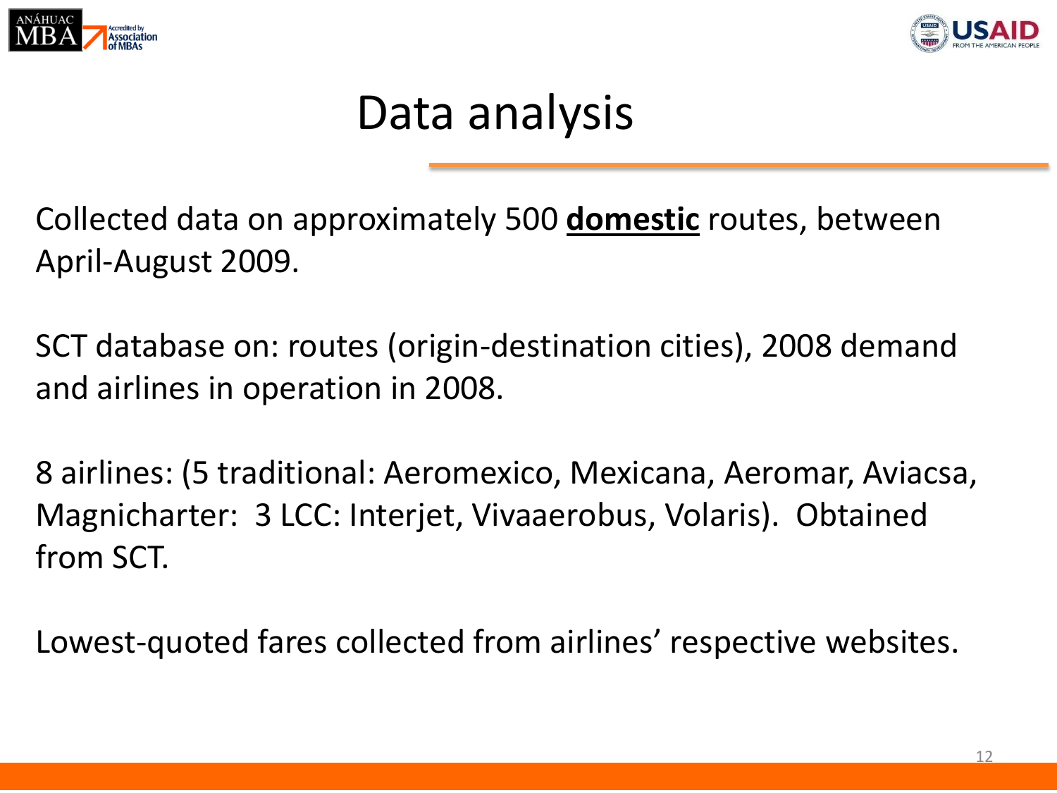# Data analysis

Collected data on approximately 500 **domestic** routes, between April-August 2009.

SCT database on: routes (origin-destination cities), 2008 demand and airlines in operation in 2008.

8 airlines: (5 traditional: Aeromexico, Mexicana, Aeromar, Aviacsa, Magnicharter: 3 LCC: Interjet, Vivaaerobus, Volaris). Obtained from SCT.

Lowest-quoted fares collected from airlines' respective websites.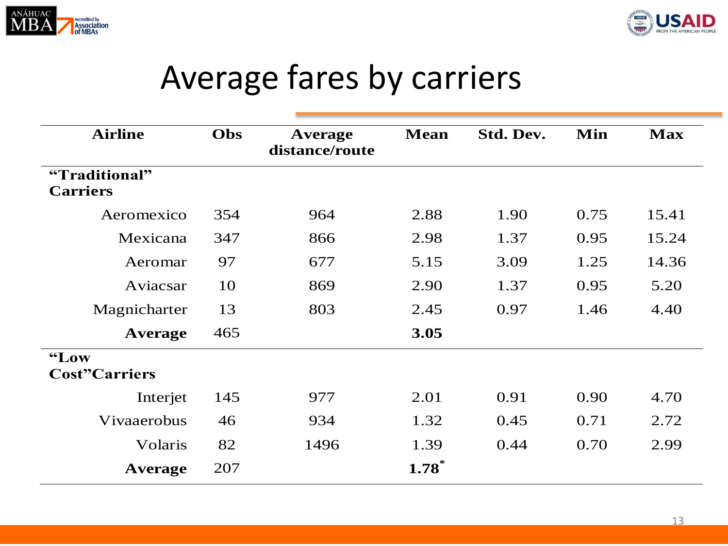# Average fares by carriers

| Airline | Obs | Average distance/route | Mean | Std. Dev. | Min | Max |
|---|---|---|---|---|---|---|
| **"Traditional" Carriers** | | | | | | |
| Aeromexico | 354 | 964 | 2.88 | 1.90 | 0.75 | 15.41 |
| Mexicana | 347 | 866 | 2.98 | 1.37 | 0.95 | 15.24 |
| Aeromar | 97 | 677 | 5.15 | 3.09 | 1.25 | 14.36 |
| Aviacsar | 10 | 869 | 2.90 | 1.37 | 0.95 | 5.20 |
| Magnicharter | 13 | 803 | 2.45 | 0.97 | 1.46 | 4.40 |
| **Average** | 465 | | **3.05** | | | |
| **"Low Cost" Carriers** | | | | | | |
| Interjet | 145 | 977 | 2.01 | 0.91 | 0.90 | 4.70 |
| Vivaaerobus | 46 | 934 | 1.32 | 0.45 | 0.71 | 2.72 |
| Volaris | 82 | 1496 | 1.39 | 0.44 | 0.70 | 2.99 |
| **Average** | 207 | | **1.78*** | | | |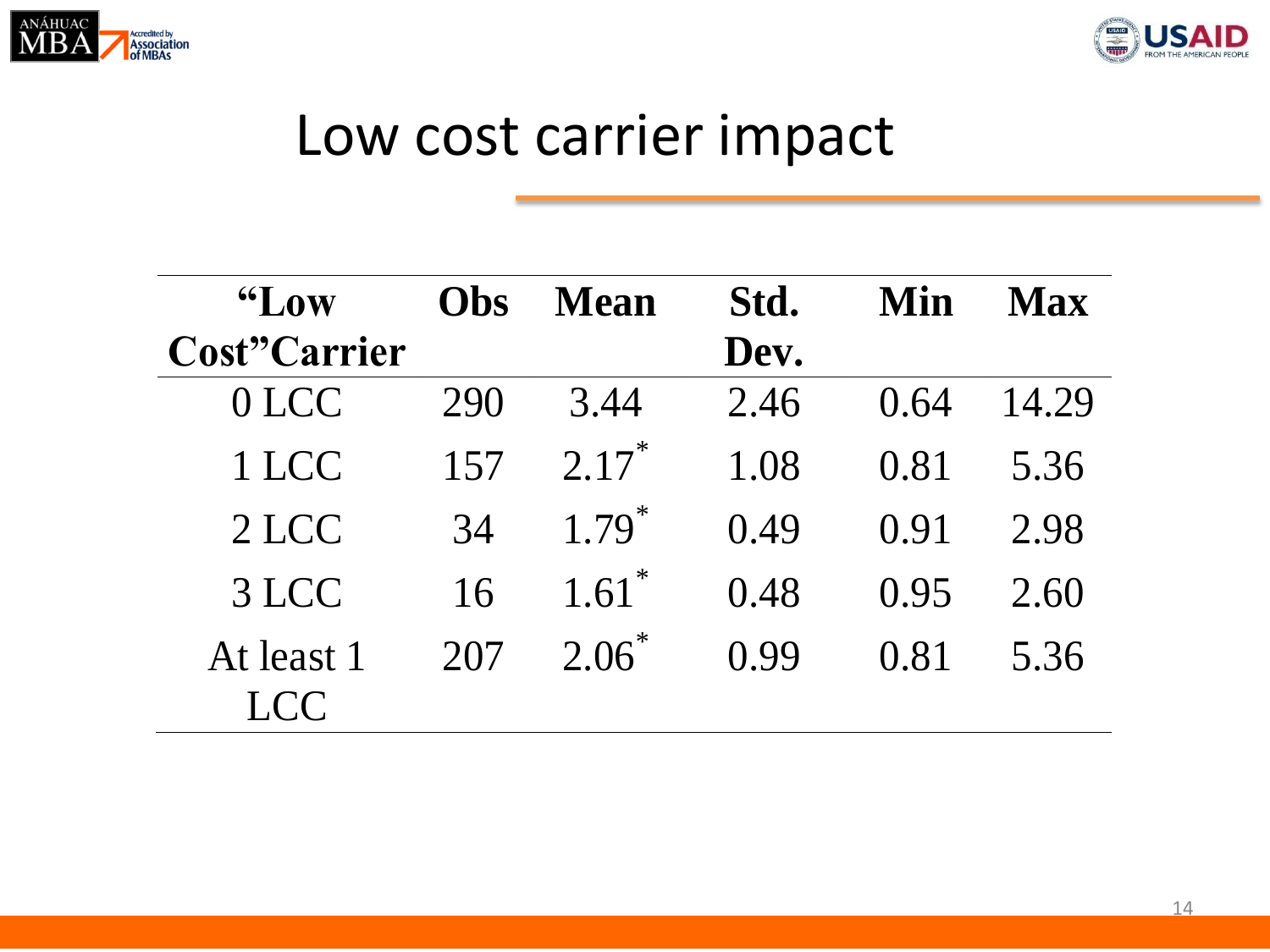# Low cost carrier impact

| "Low Cost"Carrier | Obs | Mean | Std. Dev. | Min | Max |
|---|---|---|---|---|---|
| 0 LCC | 290 | 3.44 | 2.46 | 0.64 | 14.29 |
| 1 LCC | 157 | 2.17* | 1.08 | 0.81 | 5.36 |
| 2 LCC | 34 | 1.79* | 0.49 | 0.91 | 2.98 |
| 3 LCC | 16 | 1.61* | 0.48 | 0.95 | 2.60 |
| At least 1 LCC | 207 | 2.06* | 0.99 | 0.81 | 5.36 |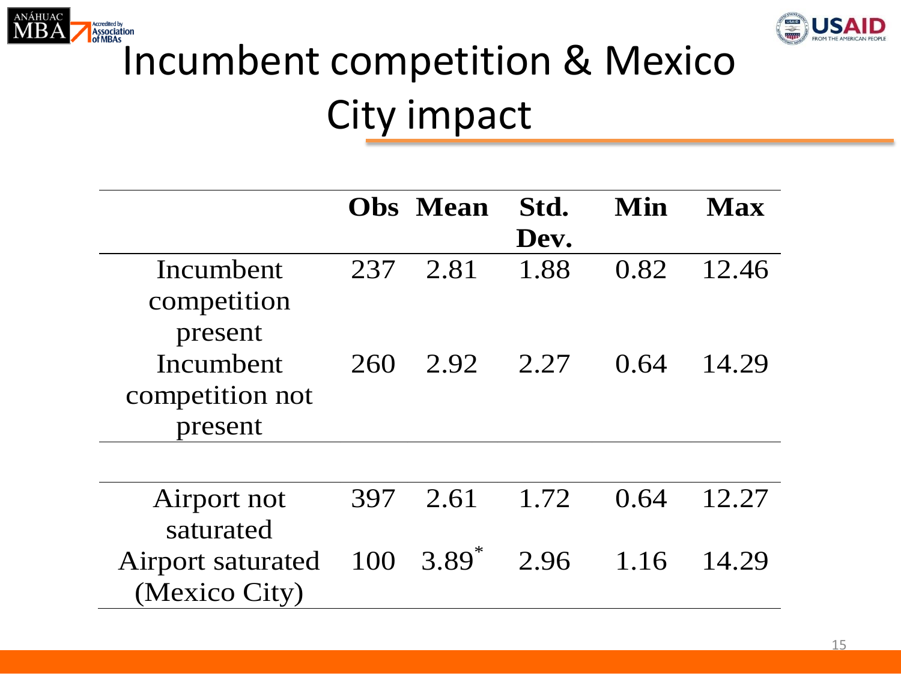# Incumbent competition & Mexico City impact

| | Obs | Mean | Std. Dev. | Min | Max |
|---|---|---|---|---|---|
| Incumbent competition present | 237 | 2.81 | 1.88 | 0.82 | 12.46 |
| Incumbent competition not present | 260 | 2.92 | 2.27 | 0.64 | 14.29 |
| | | | | | |
| Airport not saturated | 397 | 2.61 | 1.72 | 0.64 | 12.27 |
| Airport saturated (Mexico City) | 100 | 3.89* | 2.96 | 1.16 | 14.29 |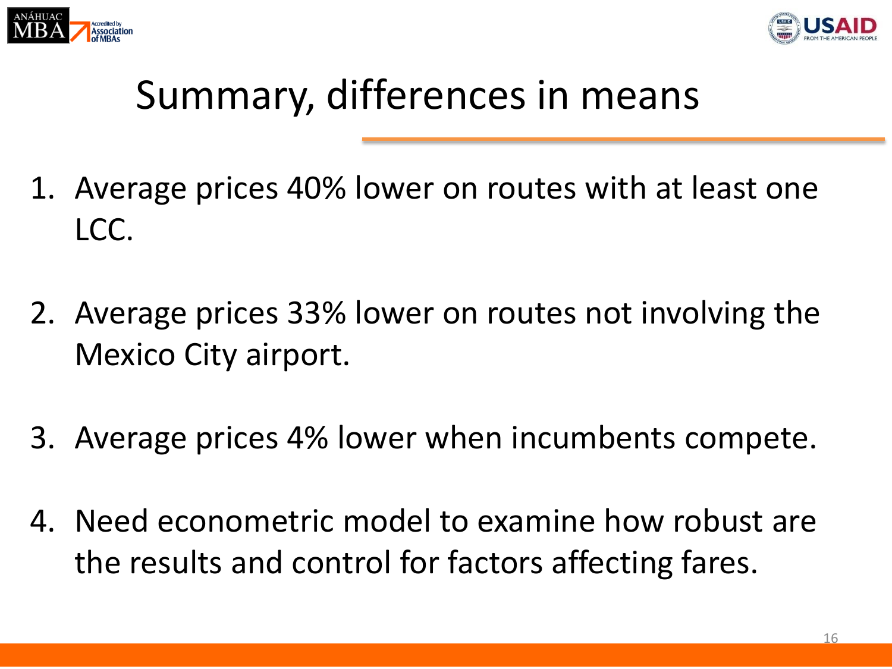# Summary, differences in means

1. Average prices 40% lower on routes with at least one LCC.

2. Average prices 33% lower on routes not involving the Mexico City airport.

3. Average prices 4% lower when incumbents compete.

4. Need econometric model to examine how robust are the results and control for factors affecting fares.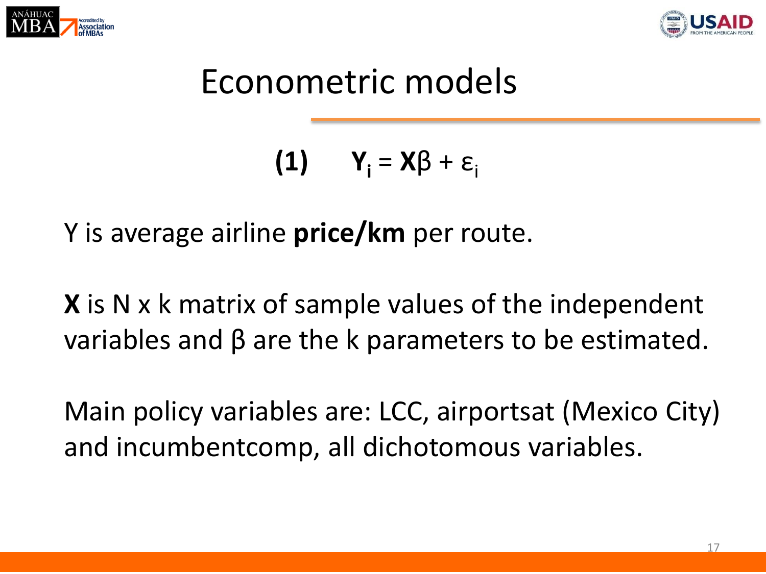# Econometric models

$$\textbf{(1)} \qquad \mathbf{Y_i} = \mathbf{X}\beta + \varepsilon_i$$

Y is average airline **price/km** per route.

**X** is N x k matrix of sample values of the independent variables and β are the k parameters to be estimated.

Main policy variables are: LCC, airportsat (Mexico City) and incumbentcomp, all dichotomous variables.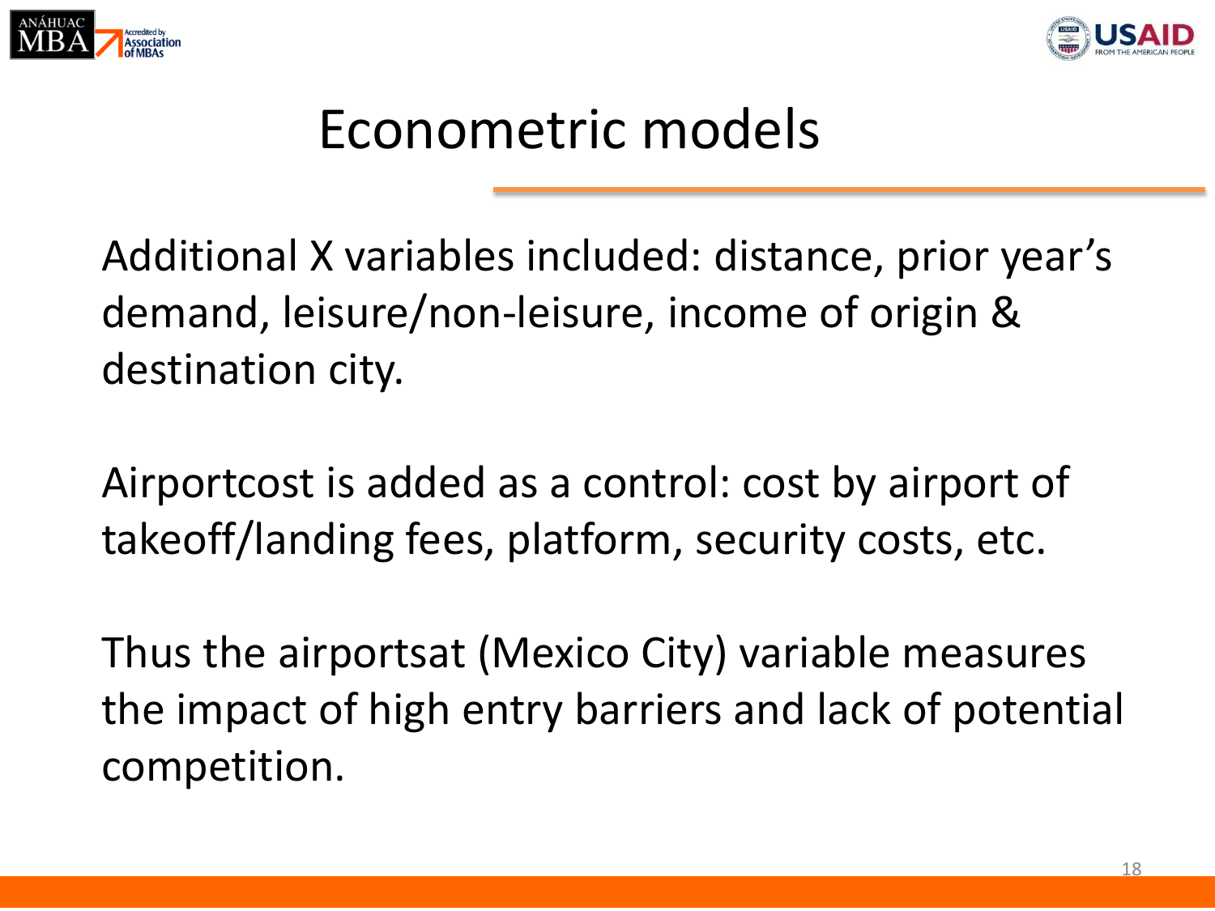# Econometric models

Additional X variables included: distance, prior year's demand, leisure/non-leisure, income of origin & destination city.

Airportcost is added as a control: cost by airport of takeoff/landing fees, platform, security costs, etc.

Thus the airportsat (Mexico City) variable measures the impact of high entry barriers and lack of potential competition.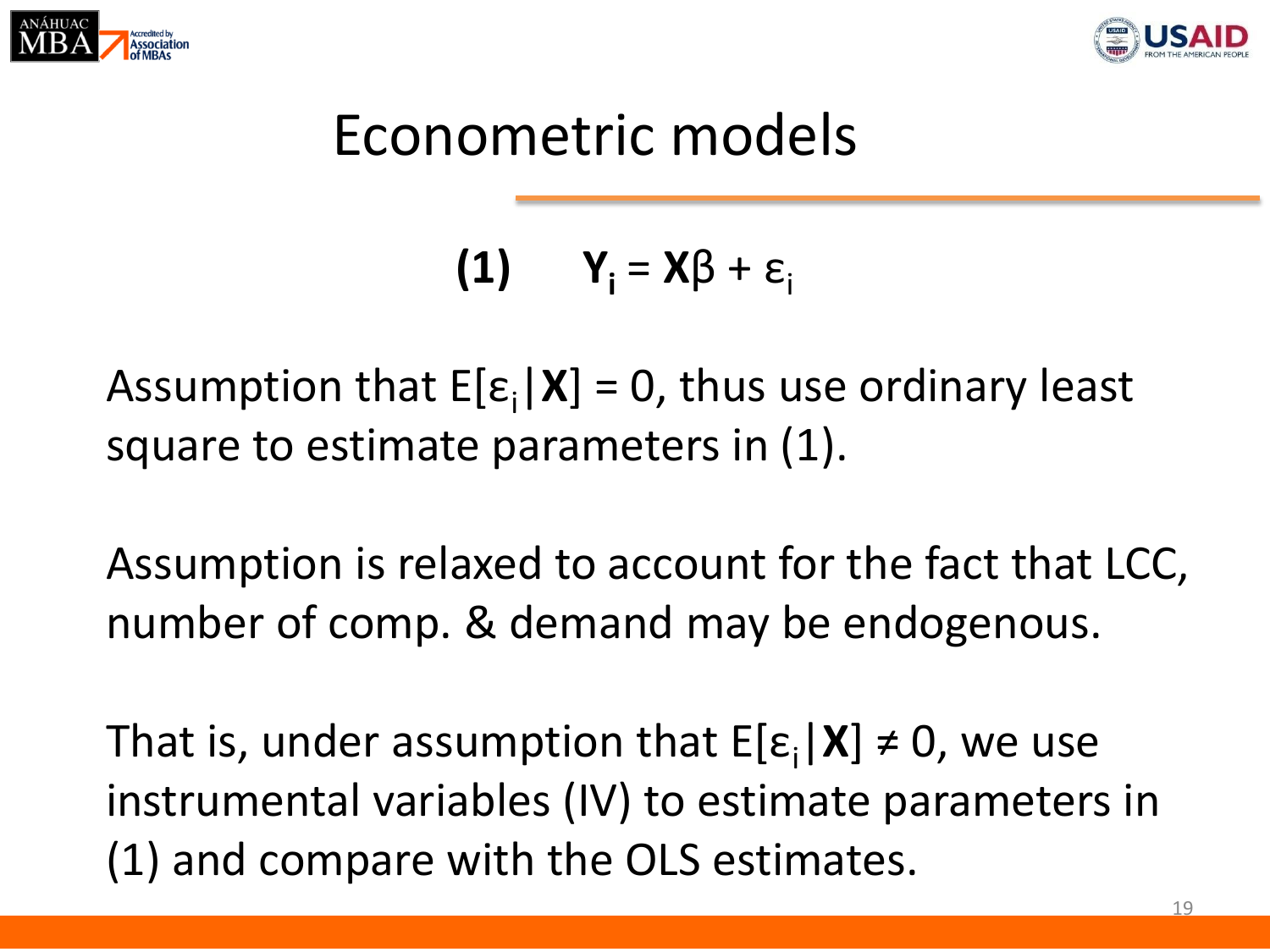# Econometric models

$$\textbf{(1)} \qquad \mathbf{Y_i} = \mathbf{X}\beta + \varepsilon_i$$

Assumption that $E[\varepsilon_i|\mathbf{X}] = 0$, thus use ordinary least square to estimate parameters in (1).

Assumption is relaxed to account for the fact that LCC, number of comp. & demand may be endogenous.

That is, under assumption that $E[\varepsilon_i|\mathbf{X}] \neq 0$, we use instrumental variables (IV) to estimate parameters in (1) and compare with the OLS estimates.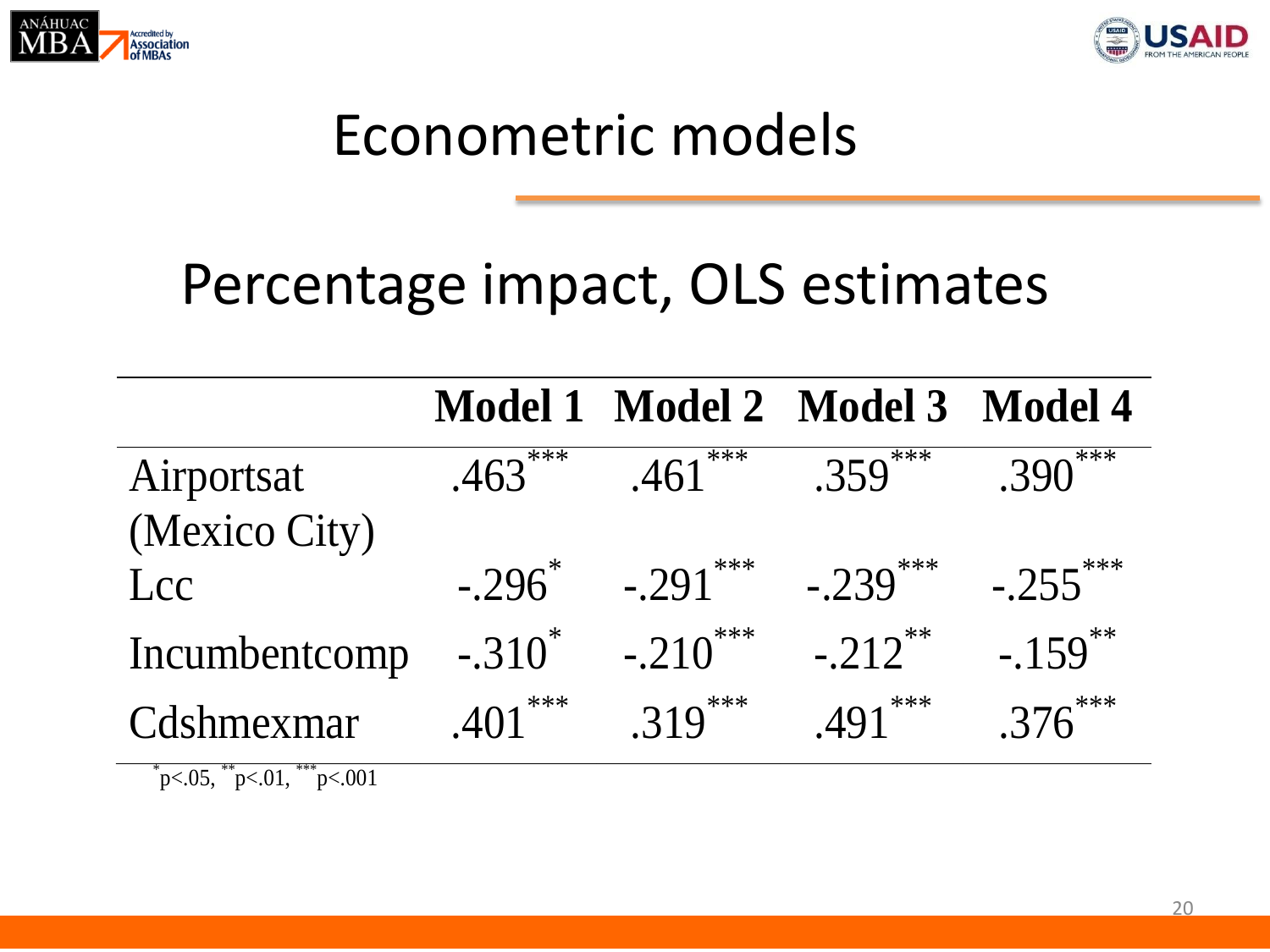# Econometric models

## Percentage impact, OLS estimates

| | Model 1 | Model 2 | Model 3 | Model 4 |
|---|---|---|---|---|
| Airportsat (Mexico City) | .463*** | .461*** | .359*** | .390*** |
| Lcc | -.296* | -.291*** | -.239*** | -.255*** |
| Incumbentcomp | -.310* | -.210*** | -.212** | -.159** |
| Cdshmexmar | .401*** | .319*** | .491*** | .376*** |

*p<.05, **p<.01, ***p<.001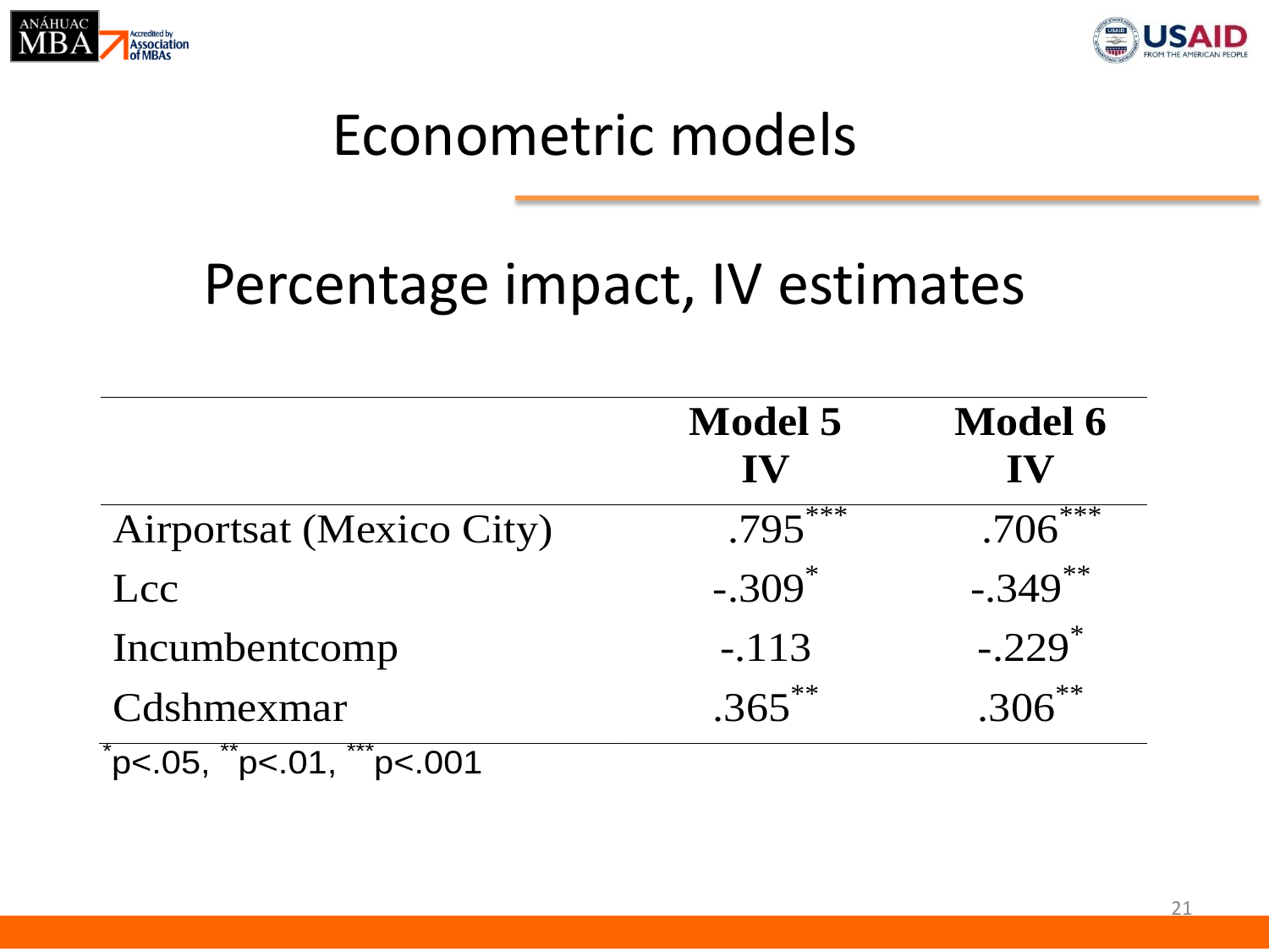# Econometric models

## Percentage impact, IV estimates

| | Model 5 IV | Model 6 IV |
|---|---|---|
| Airportsat (Mexico City) | .795*** | .706*** |
| Lcc | -.309* | -.349** |
| Incumbentcomp | -.113 | -.229* |
| Cdshmexmar | .365** | .306** |

*p<.05, **p<.01, ***p<.001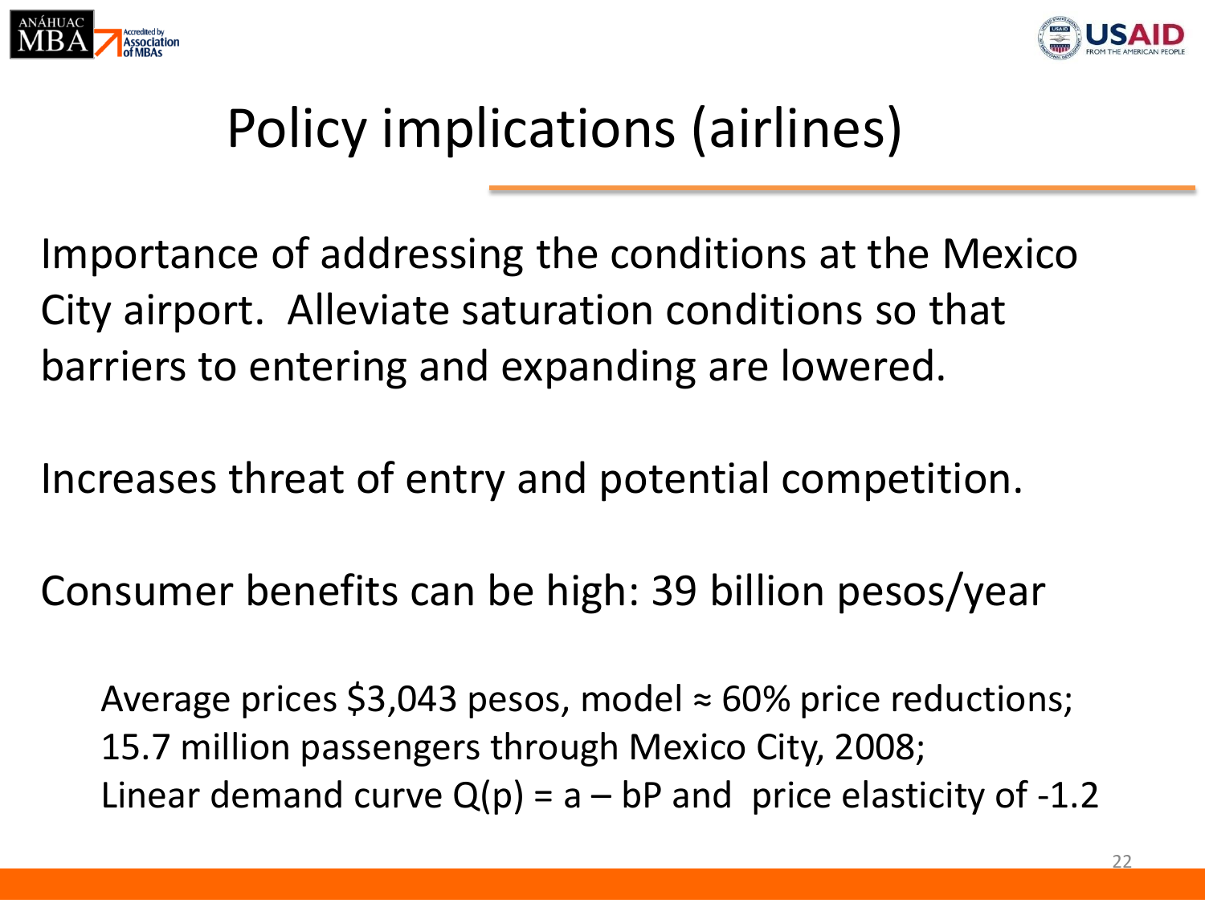# Policy implications (airlines)

Importance of addressing the conditions at the Mexico City airport. Alleviate saturation conditions so that barriers to entering and expanding are lowered.

Increases threat of entry and potential competition.

Consumer benefits can be high: 39 billion pesos/year

Average prices $3,043 pesos, model ≈ 60% price reductions;
15.7 million passengers through Mexico City, 2008;
Linear demand curve $Q(p) = a - bP$ and price elasticity of -1.2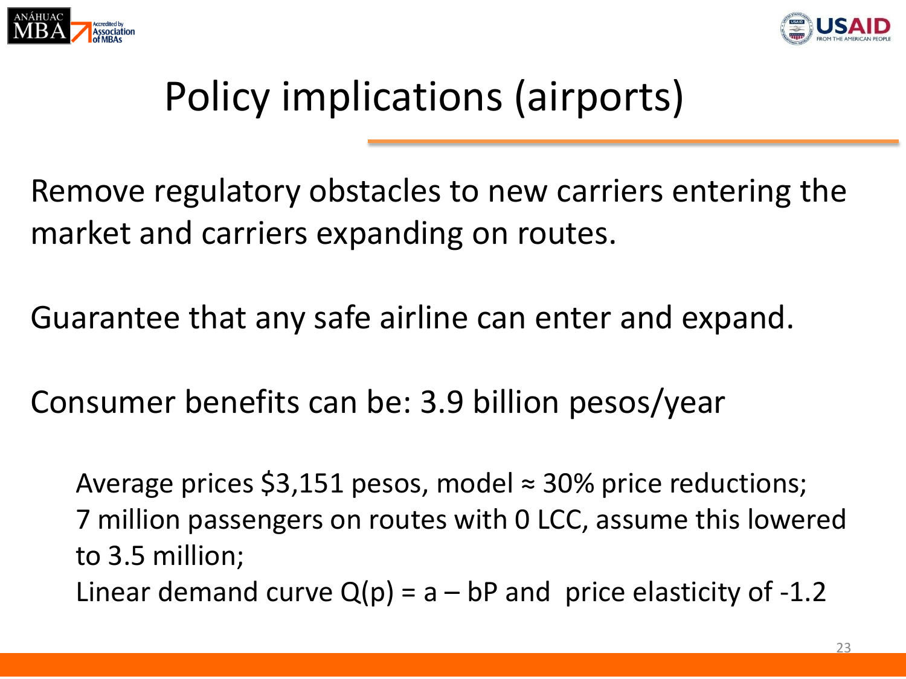# Policy implications (airports)

Remove regulatory obstacles to new carriers entering the market and carriers expanding on routes.

Guarantee that any safe airline can enter and expand.

Consumer benefits can be: 3.9 billion pesos/year

Average prices $3,151 pesos, model ≈ 30% price reductions;
7 million passengers on routes with 0 LCC, assume this lowered to 3.5 million;
Linear demand curve $Q(p) = a - bP$ and price elasticity of -1.2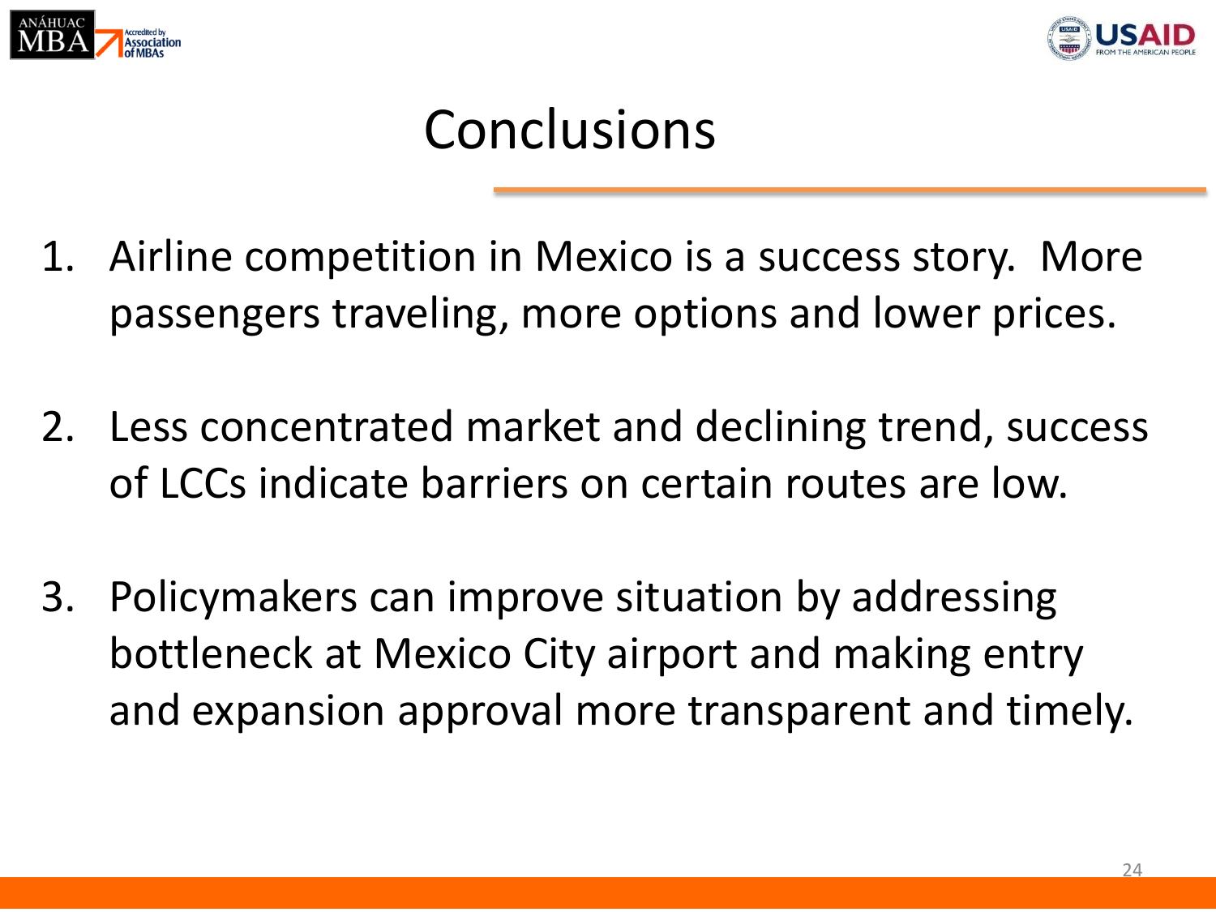# Conclusions

1. Airline competition in Mexico is a success story. More passengers traveling, more options and lower prices.

2. Less concentrated market and declining trend, success of LCCs indicate barriers on certain routes are low.

3. Policymakers can improve situation by addressing bottleneck at Mexico City airport and making entry and expansion approval more transparent and timely.